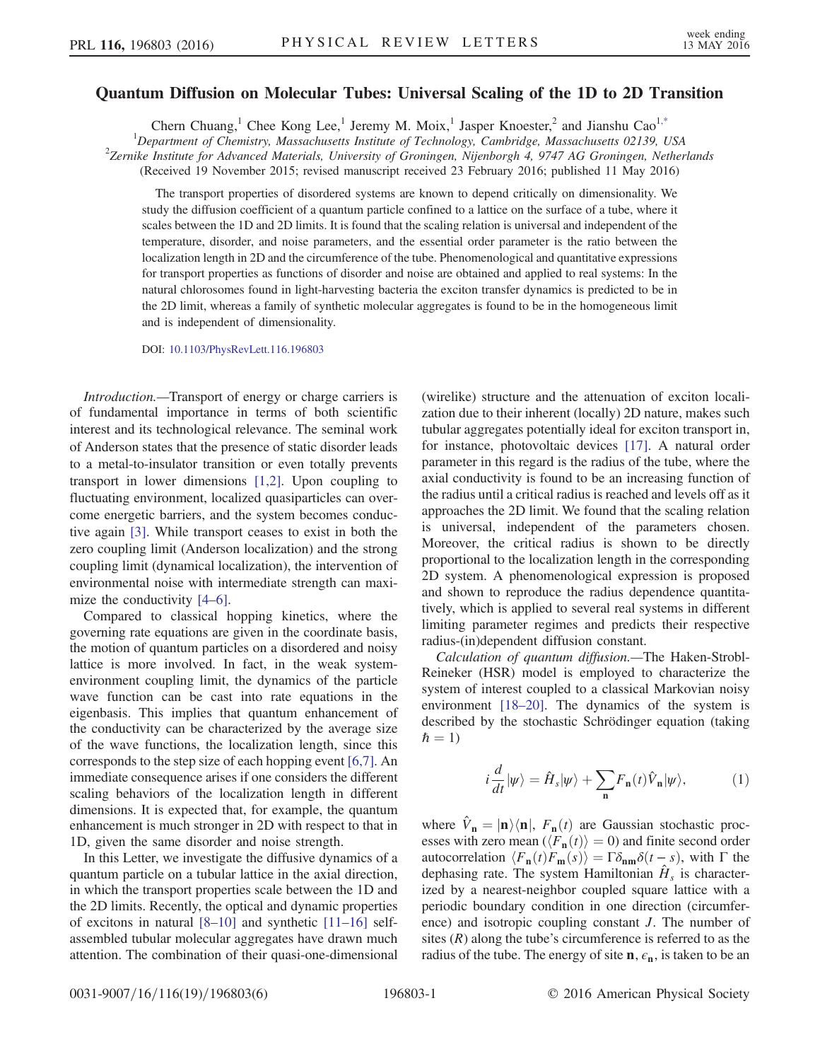# Quantum Diffusion on Molecular Tubes: Universal Scaling of the 1D to 2D Transition

Chern Chuang,[1] Chee Kong Lee,[1] Jeremy M. Moix,[1] Jasper Knoester,[2] and Jianshu Cao[1,*]

[1]Department of Chemistry, Massachusetts Institute of Technology, Cambridge, Massachusetts 02139, USA
[2]Zernike Institute for Advanced Materials, University of Groningen, Nijenborgh 4, 9747 AG Groningen, Netherlands

(Received 19 November 2015; revised manuscript received 23 February 2016; published 11 May 2016)

The transport properties of disordered systems are known to depend critically on dimensionality. We study the diffusion coefficient of a quantum particle confined to a lattice on the surface of a tube, where it scales between the 1D and 2D limits. It is found that the scaling relation is universal and independent of the temperature, disorder, and noise parameters, and the essential order parameter is the ratio between the localization length in 2D and the circumference of the tube. Phenomenological and quantitative expressions for transport properties as functions of disorder and noise are obtained and applied to real systems: In the natural chlorosomes found in light-harvesting bacteria the exciton transfer dynamics is predicted to be in the 2D limit, whereas a family of synthetic molecular aggregates is found to be in the homogeneous limit and is independent of dimensionality.

DOI: 10.1103/PhysRevLett.116.196803

*Introduction.*—Transport of energy or charge carriers is of fundamental importance in terms of both scientific interest and its technological relevance. The seminal work of Anderson states that the presence of static disorder leads to a metal-to-insulator transition or even totally prevents transport in lower dimensions [1,2]. Upon coupling to fluctuating environment, localized quasiparticles can overcome energetic barriers, and the system becomes conductive again [3]. While transport ceases to exist in both the zero coupling limit (Anderson localization) and the strong coupling limit (dynamical localization), the intervention of environmental noise with intermediate strength can maximize the conductivity [4–6].

Compared to classical hopping kinetics, where the governing rate equations are given in the coordinate basis, the motion of quantum particles on a disordered and noisy lattice is more involved. In fact, in the weak system-environment coupling limit, the dynamics of the particle wave function can be cast into rate equations in the eigenbasis. This implies that quantum enhancement of the conductivity can be characterized by the average size of the wave functions, the localization length, since this corresponds to the step size of each hopping event [6,7]. An immediate consequence arises if one considers the different scaling behaviors of the localization length in different dimensions. It is expected that, for example, the quantum enhancement is much stronger in 2D with respect to that in 1D, given the same disorder and noise strength.

In this Letter, we investigate the diffusive dynamics of a quantum particle on a tubular lattice in the axial direction, in which the transport properties scale between the 1D and the 2D limits. Recently, the optical and dynamic properties of excitons in natural [8–10] and synthetic [11–16] self-assembled tubular molecular aggregates have drawn much attention. The combination of their quasi-one-dimensional (wirelike) structure and the attenuation of exciton localization due to their inherent (locally) 2D nature, makes such tubular aggregates potentially ideal for exciton transport in, for instance, photovoltaic devices [17]. A natural order parameter in this regard is the radius of the tube, where the axial conductivity is found to be an increasing function of the radius until a critical radius is reached and levels off as it approaches the 2D limit. We found that the scaling relation is universal, independent of the parameters chosen. Moreover, the critical radius is shown to be directly proportional to the localization length in the corresponding 2D system. A phenomenological expression is proposed and shown to reproduce the radius dependence quantitatively, which is applied to several real systems in different limiting parameter regimes and predicts their respective radius-(in)dependent diffusion constant.

*Calculation of quantum diffusion.*—The Haken-Strobl-Reineker (HSR) model is employed to characterize the system of interest coupled to a classical Markovian noisy environment [18–20]. The dynamics of the system is described by the stochastic Schrödinger equation (taking $\hbar = 1$)

$$i\frac{d}{dt}|\psi\rangle = \hat{H}_s|\psi\rangle + \sum_{\mathbf{n}} F_{\mathbf{n}}(t)\hat{V}_{\mathbf{n}}|\psi\rangle, \tag{1}$$

where $\hat{V}_{\mathbf{n}} = |\mathbf{n}\rangle\langle\mathbf{n}|$, $F_{\mathbf{n}}(t)$ are Gaussian stochastic processes with zero mean ($\langle F_{\mathbf{n}}(t)\rangle = 0$) and finite second order autocorrelation $\langle F_{\mathbf{n}}(t)F_{\mathbf{m}}(s)\rangle = \Gamma\delta_{\mathbf{nm}}\delta(t-s)$, with $\Gamma$ the dephasing rate. The system Hamiltonian $\hat{H}_s$ is characterized by a nearest-neighbor coupled square lattice with a periodic boundary condition in one direction (circumference) and isotropic coupling constant $J$. The number of sites ($R$) along the tube's circumference is referred to as the radius of the tube. The energy of site $\mathbf{n}$, $\epsilon_{\mathbf{n}}$, is taken to be an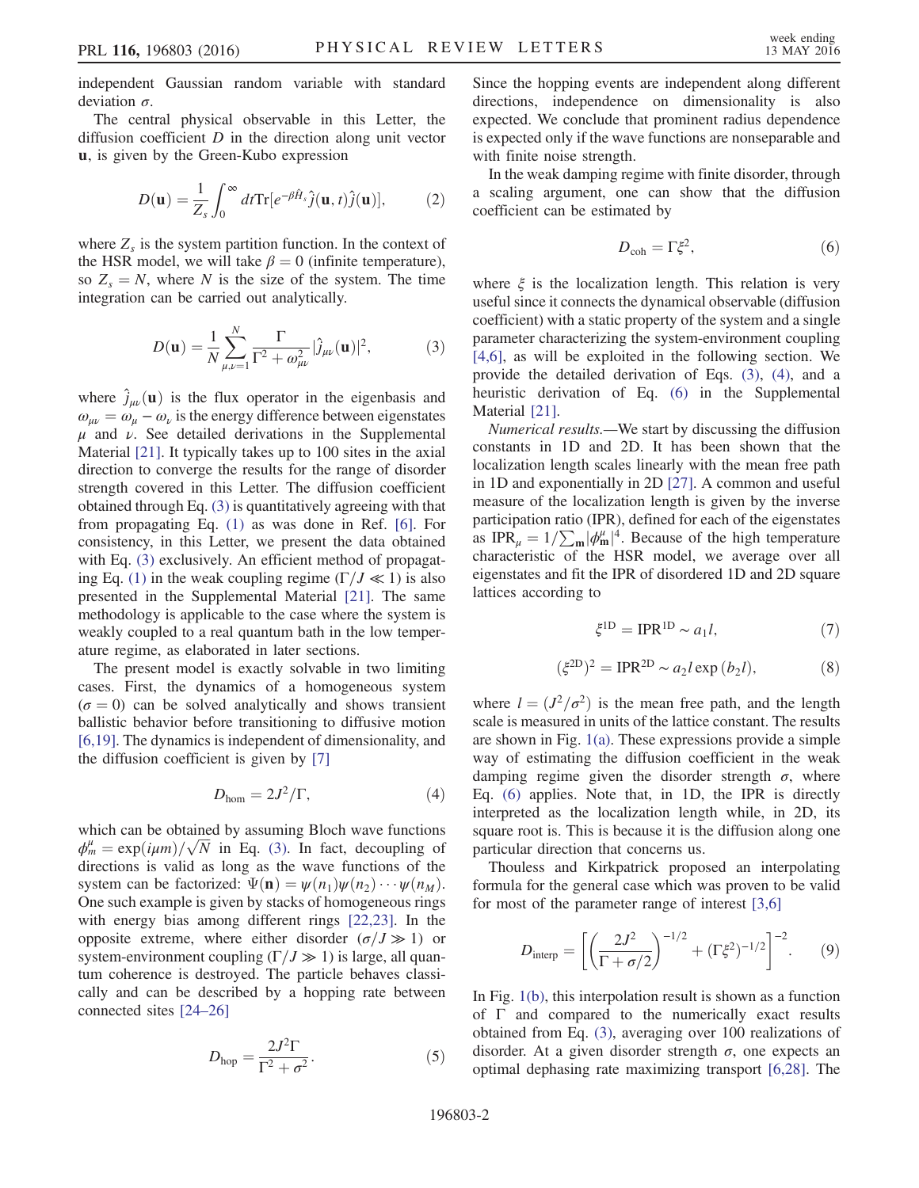independent Gaussian random variable with standard deviation $\sigma$.

The central physical observable in this Letter, the diffusion coefficient $D$ in the direction along unit vector $\mathbf{u}$, is given by the Green-Kubo expression

$$D(\mathbf{u}) = \frac{1}{Z_s}\int_0^\infty dt \mathrm{Tr}[e^{-\beta \hat{H}_s}\hat{j}(\mathbf{u},t)\hat{j}(\mathbf{u})], \tag{2}$$

where $Z_s$ is the system partition function. In the context of the HSR model, we will take $\beta = 0$ (infinite temperature), so $Z_s = N$, where $N$ is the size of the system. The time integration can be carried out analytically.

$$D(\mathbf{u}) = \frac{1}{N}\sum_{\mu,\nu=1}^{N}\frac{\Gamma}{\Gamma^2+\omega_{\mu\nu}^2}|\hat{j}_{\mu\nu}(\mathbf{u})|^2, \tag{3}$$

where $\hat{j}_{\mu\nu}(\mathbf{u})$ is the flux operator in the eigenbasis and $\omega_{\mu\nu} = \omega_\mu - \omega_\nu$ is the energy difference between eigenstates $\mu$ and $\nu$. See detailed derivations in the Supplemental Material [21]. It typically takes up to 100 sites in the axial direction to converge the results for the range of disorder strength covered in this Letter. The diffusion coefficient obtained through Eq. (3) is quantitatively agreeing with that from propagating Eq. (1) as was done in Ref. [6]. For consistency, in this Letter, we present the data obtained with Eq. (3) exclusively. An efficient method of propagating Eq. (1) in the weak coupling regime ($\Gamma/J \ll 1$) is also presented in the Supplemental Material [21]. The same methodology is applicable to the case where the system is weakly coupled to a real quantum bath in the low temperature regime, as elaborated in later sections.

The present model is exactly solvable in two limiting cases. First, the dynamics of a homogeneous system ($\sigma = 0$) can be solved analytically and shows transient ballistic behavior before transitioning to diffusive motion [6,19]. The dynamics is independent of dimensionality, and the diffusion coefficient is given by [7]

$$D_{\mathrm{hom}} = 2J^2/\Gamma, \tag{4}$$

which can be obtained by assuming Bloch wave functions $\phi_m^\mu = \exp(i\mu m)/\sqrt{N}$ in Eq. (3). In fact, decoupling of directions is valid as long as the wave functions of the system can be factorized: $\Psi(\mathbf{n}) = \psi(n_1)\psi(n_2)\cdots\psi(n_M)$. One such example is given by stacks of homogeneous rings with energy bias among different rings [22,23]. In the opposite extreme, where either disorder ($\sigma/J \gg 1$) or system-environment coupling ($\Gamma/J \gg 1$) is large, all quantum coherence is destroyed. The particle behaves classically and can be described by a hopping rate between connected sites [24–26]

$$D_{\mathrm{hop}} = \frac{2J^2\Gamma}{\Gamma^2+\sigma^2}. \tag{5}$$

Since the hopping events are independent along different directions, independence on dimensionality is also expected. We conclude that prominent radius dependence is expected only if the wave functions are nonseparable and with finite noise strength.

In the weak damping regime with finite disorder, through a scaling argument, one can show that the diffusion coefficient can be estimated by

$$D_{\mathrm{coh}} = \Gamma\xi^2, \tag{6}$$

where $\xi$ is the localization length. This relation is very useful since it connects the dynamical observable (diffusion coefficient) with a static property of the system and a single parameter characterizing the system-environment coupling [4,6], as will be exploited in the following section. We provide the detailed derivation of Eqs. (3), (4), and a heuristic derivation of Eq. (6) in the Supplemental Material [21].

*Numerical results.*—We start by discussing the diffusion constants in 1D and 2D. It has been shown that the localization length scales linearly with the mean free path in 1D and exponentially in 2D [27]. A common and useful measure of the localization length is given by the inverse participation ratio (IPR), defined for each of the eigenstates as $\mathrm{IPR}_\mu = 1/\sum_{\mathbf{m}}|\phi_{\mathbf{m}}^\mu|^4$. Because of the high temperature characteristic of the HSR model, we average over all eigenstates and fit the IPR of disordered 1D and 2D square lattices according to

$$\xi^{1\mathrm{D}} = \mathrm{IPR}^{1\mathrm{D}} \sim a_1 l, \tag{7}$$

$$(\xi^{2\mathrm{D}})^2 = \mathrm{IPR}^{2\mathrm{D}} \sim a_2 l \exp(b_2 l), \tag{8}$$

where $l = (J^2/\sigma^2)$ is the mean free path, and the length scale is measured in units of the lattice constant. The results are shown in Fig. 1(a). These expressions provide a simple way of estimating the diffusion coefficient in the weak damping regime given the disorder strength $\sigma$, where Eq. (6) applies. Note that, in 1D, the IPR is directly interpreted as the localization length while, in 2D, its square root is. This is because it is the diffusion along one particular direction that concerns us.

Thouless and Kirkpatrick proposed an interpolating formula for the general case which was proven to be valid for most of the parameter range of interest [3,6]

$$D_{\mathrm{interp}} = \left[\left(\frac{2J^2}{\Gamma+\sigma/2}\right)^{-1/2} + (\Gamma\xi^2)^{-1/2}\right]^{-2}. \tag{9}$$

In Fig. 1(b), this interpolation result is shown as a function of $\Gamma$ and compared to the numerically exact results obtained from Eq. (3), averaging over 100 realizations of disorder. At a given disorder strength $\sigma$, one expects an optimal dephasing rate maximizing transport [6,28]. The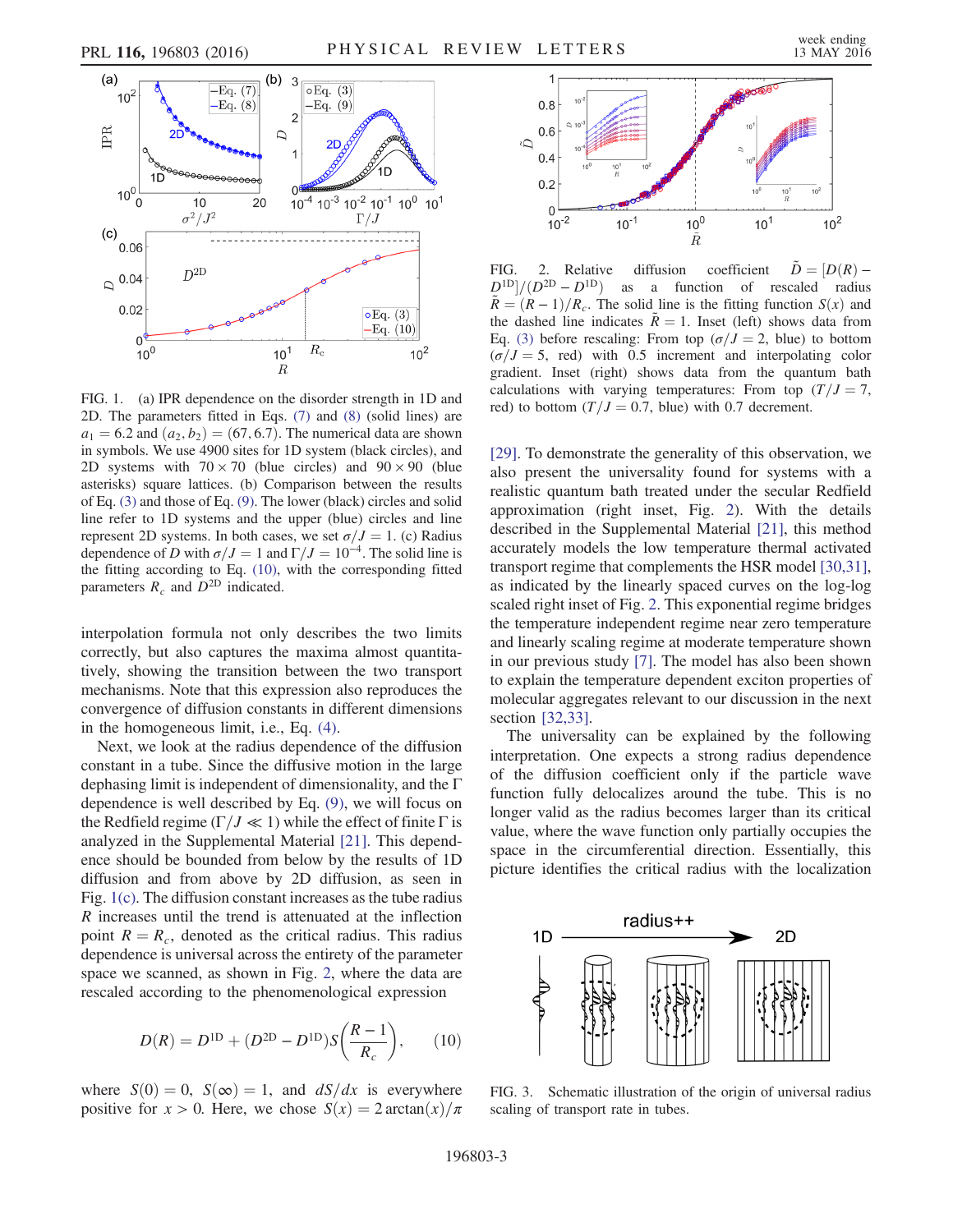FIG. 1. (a) IPR dependence on the disorder strength in 1D and 2D. The parameters fitted in Eqs. (7) and (8) (solid lines) are $a_1 = 6.2$ and $(a_2, b_2) = (67, 6.7)$. The numerical data are shown in symbols. We use 4900 sites for 1D system (black circles), and 2D systems with $70 \times 70$ (blue circles) and $90 \times 90$ (blue asterisks) square lattices. (b) Comparison between the results of Eq. (3) and those of Eq. (9). The lower (black) circles and solid line refer to 1D systems and the upper (blue) circles and line represent 2D systems. In both cases, we set $\sigma/J = 1$. (c) Radius dependence of $D$ with $\sigma/J = 1$ and $\Gamma/J = 10^{-4}$. The solid line is the fitting according to Eq. (10), with the corresponding fitted parameters $R_c$ and $D^{2D}$ indicated.

interpolation formula not only describes the two limits correctly, but also captures the maxima almost quantitatively, showing the transition between the two transport mechanisms. Note that this expression also reproduces the convergence of diffusion constants in different dimensions in the homogeneous limit, i.e., Eq. (4).

Next, we look at the radius dependence of the diffusion constant in a tube. Since the diffusive motion in the large dephasing limit is independent of dimensionality, and the $\Gamma$ dependence is well described by Eq. (9), we will focus on the Redfield regime ($\Gamma/J \ll 1$) while the effect of finite $\Gamma$ is analyzed in the Supplemental Material [21]. This dependence should be bounded from below by the results of 1D diffusion and from above by 2D diffusion, as seen in Fig. 1(c). The diffusion constant increases as the tube radius $R$ increases until the trend is attenuated at the inflection point $R = R_c$, denoted as the critical radius. This radius dependence is universal across the entirety of the parameter space we scanned, as shown in Fig. 2, where the data are rescaled according to the phenomenological expression

$$D(R) = D^{1D} + (D^{2D} - D^{1D})S\left(\frac{R-1}{R_c}\right), \qquad (10)$$

where $S(0) = 0$, $S(\infty) = 1$, and $dS/dx$ is everywhere positive for $x > 0$. Here, we chose $S(x) = 2\arctan(x)/\pi$

FIG. 2. Relative diffusion coefficient $\tilde{D} = [D(R) - D^{1D}]/(D^{2D} - D^{1D})$ as a function of rescaled radius $\tilde{R} = (R-1)/R_c$. The solid line is the fitting function $S(x)$ and the dashed line indicates $\tilde{R} = 1$. Inset (left) shows data from Eq. (3) before rescaling: From top ($\sigma/J = 2$, blue) to bottom ($\sigma/J = 5$, red) with 0.5 increment and interpolating color gradient. Inset (right) shows data from the quantum bath calculations with varying temperatures: From top ($T/J = 7$, red) to bottom ($T/J = 0.7$, blue) with 0.7 decrement.

[29]. To demonstrate the generality of this observation, we also present the universality found for systems with a realistic quantum bath treated under the secular Redfield approximation (right inset, Fig. 2). With the details described in the Supplemental Material [21], this method accurately models the low temperature thermal activated transport regime that complements the HSR model [30,31], as indicated by the linearly spaced curves on the log-log scaled right inset of Fig. 2. This exponential regime bridges the temperature independent regime near zero temperature and linearly scaling regime at moderate temperature shown in our previous study [7]. The model has also been shown to explain the temperature dependent exciton properties of molecular aggregates relevant to our discussion in the next section [32,33].

The universality can be explained by the following interpretation. One expects a strong radius dependence of the diffusion coefficient only if the particle wave function fully delocalizes around the tube. This is no longer valid as the radius becomes larger than its critical value, where the wave function only partially occupies the space in the circumferential direction. Essentially, this picture identifies the critical radius with the localization

FIG. 3. Schematic illustration of the origin of universal radius scaling of transport rate in tubes.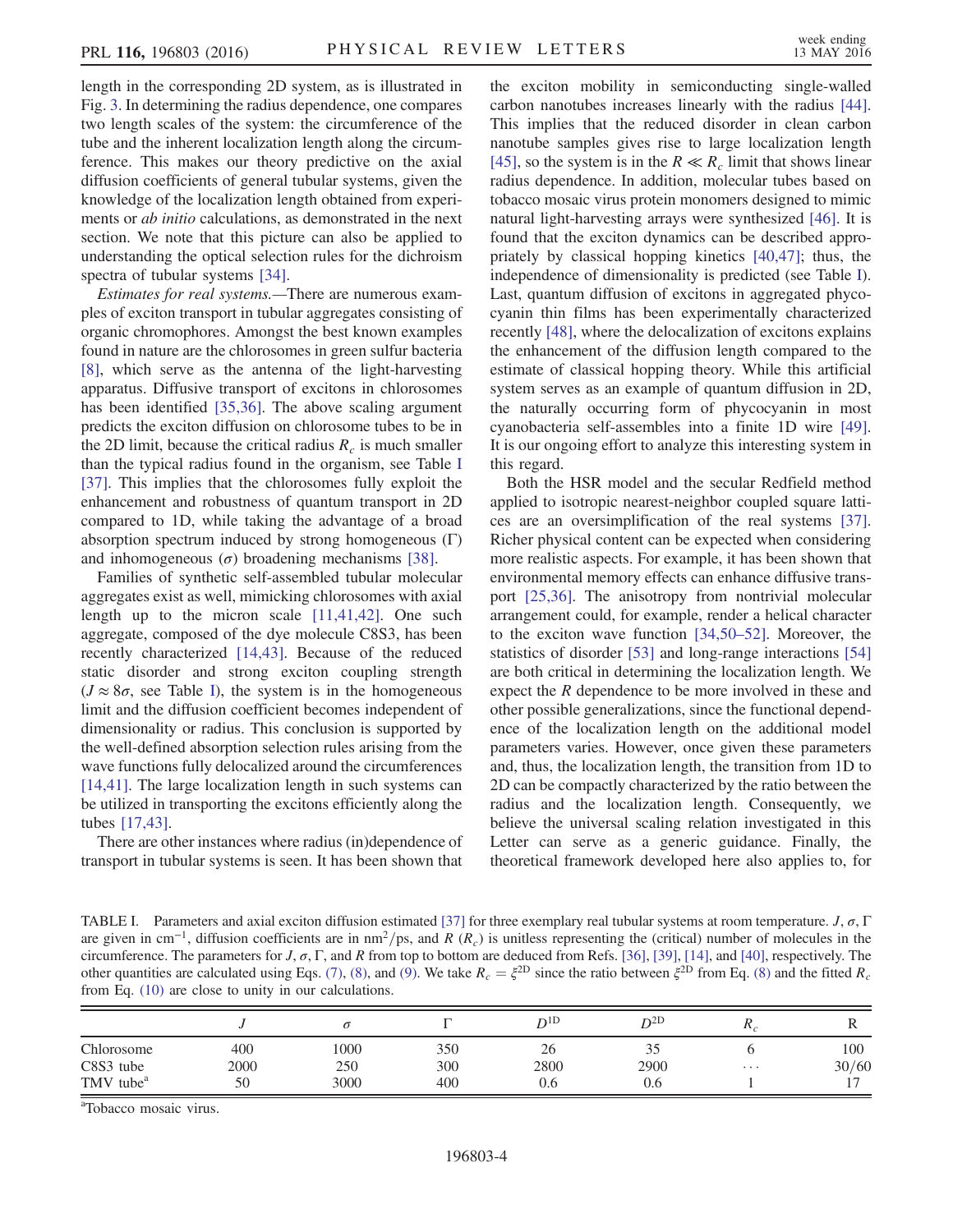length in the corresponding 2D system, as is illustrated in Fig. 3. In determining the radius dependence, one compares two length scales of the system: the circumference of the tube and the inherent localization length along the circumference. This makes our theory predictive on the axial diffusion coefficients of general tubular systems, given the knowledge of the localization length obtained from experiments or *ab initio* calculations, as demonstrated in the next section. We note that this picture can also be applied to understanding the optical selection rules for the dichroism spectra of tubular systems [34].

*Estimates for real systems.*—There are numerous examples of exciton transport in tubular aggregates consisting of organic chromophores. Amongst the best known examples found in nature are the chlorosomes in green sulfur bacteria [8], which serve as the antenna of the light-harvesting apparatus. Diffusive transport of excitons in chlorosomes has been identified [35,36]. The above scaling argument predicts the exciton diffusion on chlorosome tubes to be in the 2D limit, because the critical radius $R_c$ is much smaller than the typical radius found in the organism, see Table I [37]. This implies that the chlorosomes fully exploit the enhancement and robustness of quantum transport in 2D compared to 1D, while taking the advantage of a broad absorption spectrum induced by strong homogeneous ($\Gamma$) and inhomogeneous ($\sigma$) broadening mechanisms [38].

Families of synthetic self-assembled tubular molecular aggregates exist as well, mimicking chlorosomes with axial length up to the micron scale [11,41,42]. One such aggregate, composed of the dye molecule C8S3, has been recently characterized [14,43]. Because of the reduced static disorder and strong exciton coupling strength ($J \approx 8\sigma$, see Table I), the system is in the homogeneous limit and the diffusion coefficient becomes independent of dimensionality or radius. This conclusion is supported by the well-defined absorption selection rules arising from the wave functions fully delocalized around the circumferences [14,41]. The large localization length in such systems can be utilized in transporting the excitons efficiently along the tubes [17,43].

There are other instances where radius (in)dependence of transport in tubular systems is seen. It has been shown that the exciton mobility in semiconducting single-walled carbon nanotubes increases linearly with the radius [44]. This implies that the reduced disorder in clean carbon nanotube samples gives rise to large localization length [45], so the system is in the $R \ll R_c$ limit that shows linear radius dependence. In addition, molecular tubes based on tobacco mosaic virus protein monomers designed to mimic natural light-harvesting arrays were synthesized [46]. It is found that the exciton dynamics can be described appropriately by classical hopping kinetics [40,47]; thus, the independence of dimensionality is predicted (see Table I). Last, quantum diffusion of excitons in aggregated phycocyanin thin films has been experimentally characterized recently [48], where the delocalization of excitons explains the enhancement of the diffusion length compared to the estimate of classical hopping theory. While this artificial system serves as an example of quantum diffusion in 2D, the naturally occurring form of phycocyanin in most cyanobacteria self-assembles into a finite 1D wire [49]. It is our ongoing effort to analyze this interesting system in this regard.

Both the HSR model and the secular Redfield method applied to isotropic nearest-neighbor coupled square lattices are an oversimplification of the real systems [37]. Richer physical content can be expected when considering more realistic aspects. For example, it has been shown that environmental memory effects can enhance diffusive transport [25,36]. The anisotropy from nontrivial molecular arrangement could, for example, render a helical character to the exciton wave function [34,50–52]. Moreover, the statistics of disorder [53] and long-range interactions [54] are both critical in determining the localization length. We expect the $R$ dependence to be more involved in these and other possible generalizations, since the functional dependence of the localization length on the additional model parameters varies. However, once given these parameters and, thus, the localization length, the transition from 1D to 2D can be compactly characterized by the ratio between the radius and the localization length. Consequently, we believe the universal scaling relation investigated in this Letter can serve as a generic guidance. Finally, the theoretical framework developed here also applies to, for

TABLE I. Parameters and axial exciton diffusion estimated [37] for three exemplary real tubular systems at room temperature. $J$, $\sigma$, $\Gamma$ are given in $\mathrm{cm}^{-1}$, diffusion coefficients are in $\mathrm{nm}^2/\mathrm{ps}$, and $R$ ($R_c$) is unitless representing the (critical) number of molecules in the circumference. The parameters for $J$, $\sigma$, $\Gamma$, and $R$ from top to bottom are deduced from Refs. [36], [39], [14], and [40], respectively. The other quantities are calculated using Eqs. (7), (8), and (9). We take $R_c = \xi^{2\mathrm{D}}$ since the ratio between $\xi^{2\mathrm{D}}$ from Eq. (8) and the fitted $R_c$ from Eq. (10) are close to unity in our calculations.

| | $J$ | $\sigma$ | $\Gamma$ | $D^{1\mathrm{D}}$ | $D^{2\mathrm{D}}$ | $R_c$ | R |
|---|---|---|---|---|---|---|---|
| Chlorosome | 400 | 1000 | 350 | 26 | 35 | 6 | 100 |
| C8S3 tube | 2000 | 250 | 300 | 2800 | 2900 | ⋯ | 30/60 |
| TMV tube[a] | 50 | 3000 | 400 | 0.6 | 0.6 | 1 | 17 |

[a]Tobacco mosaic virus.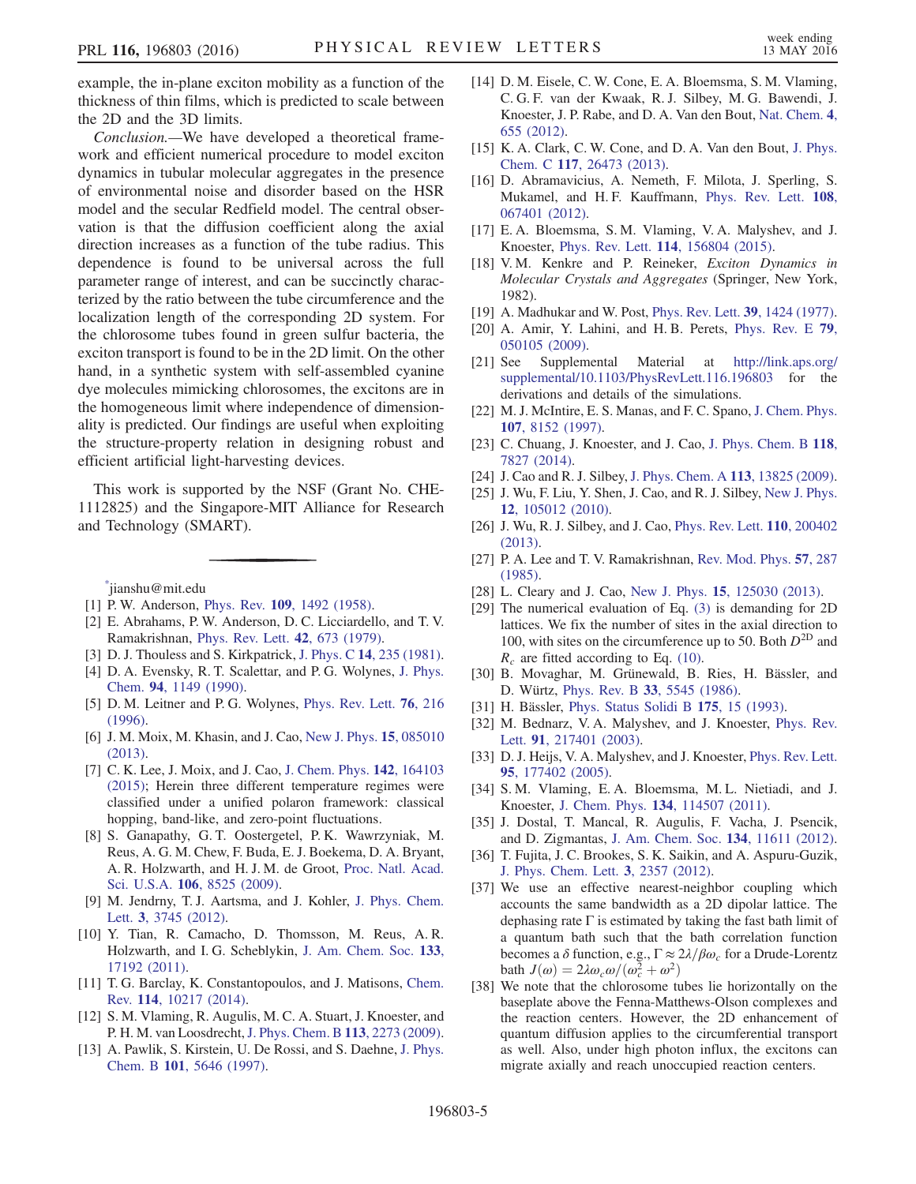example, the in-plane exciton mobility as a function of the thickness of thin films, which is predicted to scale between the 2D and the 3D limits.

*Conclusion.*—We have developed a theoretical framework and efficient numerical procedure to model exciton dynamics in tubular molecular aggregates in the presence of environmental noise and disorder based on the HSR model and the secular Redfield model. The central observation is that the diffusion coefficient along the axial direction increases as a function of the tube radius. This dependence is found to be universal across the full parameter range of interest, and can be succinctly characterized by the ratio between the tube circumference and the localization length of the corresponding 2D system. For the chlorosome tubes found in green sulfur bacteria, the exciton transport is found to be in the 2D limit. On the other hand, in a synthetic system with self-assembled cyanine dye molecules mimicking chlorosomes, the excitons are in the homogeneous limit where independence of dimensionality is predicted. Our findings are useful when exploiting the structure-property relation in designing robust and efficient artificial light-harvesting devices.

This work is supported by the NSF (Grant No. CHE-1112825) and the Singapore-MIT Alliance for Research and Technology (SMART).

---

[*] jianshu@mit.edu

[1] P. W. Anderson, Phys. Rev. **109**, 1492 (1958).

[2] E. Abrahams, P. W. Anderson, D. C. Licciardello, and T. V. Ramakrishnan, Phys. Rev. Lett. **42**, 673 (1979).

[3] D. J. Thouless and S. Kirkpatrick, J. Phys. C **14**, 235 (1981).

[4] D. A. Evensky, R. T. Scalettar, and P. G. Wolynes, J. Phys. Chem. **94**, 1149 (1990).

[5] D. M. Leitner and P. G. Wolynes, Phys. Rev. Lett. **76**, 216 (1996).

[6] J. M. Moix, M. Khasin, and J. Cao, New J. Phys. **15**, 085010 (2013).

[7] C. K. Lee, J. Moix, and J. Cao, J. Chem. Phys. **142**, 164103 (2015); Herein three different temperature regimes were classified under a unified polaron framework: classical hopping, band-like, and zero-point fluctuations.

[8] S. Ganapathy, G. T. Oostergetel, P. K. Wawrzyniak, M. Reus, A. G. M. Chew, F. Buda, E. J. Boekema, D. A. Bryant, A. R. Holzwarth, and H. J. M. de Groot, Proc. Natl. Acad. Sci. U.S.A. **106**, 8525 (2009).

[9] M. Jendrny, T. J. Aartsma, and J. Kohler, J. Phys. Chem. Lett. **3**, 3745 (2012).

[10] Y. Tian, R. Camacho, D. Thomsson, M. Reus, A. R. Holzwarth, and I. G. Scheblykin, J. Am. Chem. Soc. **133**, 17192 (2011).

[11] T. G. Barclay, K. Constantopoulos, and J. Matisons, Chem. Rev. **114**, 10217 (2014).

[12] S. M. Vlaming, R. Augulis, M. C. A. Stuart, J. Knoester, and P. H. M. van Loosdrecht, J. Phys. Chem. B **113**, 2273 (2009).

[13] A. Pawlik, S. Kirstein, U. De Rossi, and S. Daehne, J. Phys. Chem. B **101**, 5646 (1997).

[14] D. M. Eisele, C. W. Cone, E. A. Bloemsma, S. M. Vlaming, C. G. F. van der Kwaak, R. J. Silbey, M. G. Bawendi, J. Knoester, J. P. Rabe, and D. A. Van den Bout, Nat. Chem. **4**, 655 (2012).

[15] K. A. Clark, C. W. Cone, and D. A. Van den Bout, J. Phys. Chem. C **117**, 26473 (2013).

[16] D. Abramavicius, A. Nemeth, F. Milota, J. Sperling, S. Mukamel, and H. F. Kauffmann, Phys. Rev. Lett. **108**, 067401 (2012).

[17] E. A. Bloemsma, S. M. Vlaming, V. A. Malyshev, and J. Knoester, Phys. Rev. Lett. **114**, 156804 (2015).

[18] V. M. Kenkre and P. Reineker, *Exciton Dynamics in Molecular Crystals and Aggregates* (Springer, New York, 1982).

[19] A. Madhukar and W. Post, Phys. Rev. Lett. **39**, 1424 (1977).

[20] A. Amir, Y. Lahini, and H. B. Perets, Phys. Rev. E **79**, 050105 (2009).

[21] See Supplemental Material at http://link.aps.org/supplemental/10.1103/PhysRevLett.116.196803 for the derivations and details of the simulations.

[22] M. J. McIntire, E. S. Manas, and F. C. Spano, J. Chem. Phys. **107**, 8152 (1997).

[23] C. Chuang, J. Knoester, and J. Cao, J. Phys. Chem. B **118**, 7827 (2014).

[24] J. Cao and R. J. Silbey, J. Phys. Chem. A **113**, 13825 (2009).

[25] J. Wu, F. Liu, Y. Shen, J. Cao, and R. J. Silbey, New J. Phys. **12**, 105012 (2010).

[26] J. Wu, R. J. Silbey, and J. Cao, Phys. Rev. Lett. **110**, 200402 (2013).

[27] P. A. Lee and T. V. Ramakrishnan, Rev. Mod. Phys. **57**, 287 (1985).

[28] L. Cleary and J. Cao, New J. Phys. **15**, 125030 (2013).

[29] The numerical evaluation of Eq. (3) is demanding for 2D lattices. We fix the number of sites in the axial direction to 100, with sites on the circumference up to 50. Both $D^{2D}$ and $R_c$ are fitted according to Eq. (10).

[30] B. Movaghar, M. Grünewald, B. Ries, H. Bässler, and D. Würtz, Phys. Rev. B **33**, 5545 (1986).

[31] H. Bässler, Phys. Status Solidi B **175**, 15 (1993).

[32] M. Bednarz, V. A. Malyshev, and J. Knoester, Phys. Rev. Lett. **91**, 217401 (2003).

[33] D. J. Heijs, V. A. Malyshev, and J. Knoester, Phys. Rev. Lett. **95**, 177402 (2005).

[34] S. M. Vlaming, E. A. Bloemsma, M. L. Nietiadi, and J. Knoester, J. Chem. Phys. **134**, 114507 (2011).

[35] J. Dostal, T. Mancal, R. Augulis, F. Vacha, J. Psencik, and D. Zigmantas, J. Am. Chem. Soc. **134**, 11611 (2012).

[36] T. Fujita, J. C. Brookes, S. K. Saikin, and A. Aspuru-Guzik, J. Phys. Chem. Lett. **3**, 2357 (2012).

[37] We use an effective nearest-neighbor coupling which accounts the same bandwidth as a 2D dipolar lattice. The dephasing rate $\Gamma$ is estimated by taking the fast bath limit of a quantum bath such that the bath correlation function becomes a $\delta$ function, e.g., $\Gamma \approx 2\lambda/\beta\omega_c$ for a Drude-Lorentz bath $J(\omega) = 2\lambda\omega_c\omega/(\omega_c^2 + \omega^2)$

[38] We note that the chlorosome tubes lie horizontally on the baseplate above the Fenna-Matthews-Olson complexes and the reaction centers. However, the 2D enhancement of quantum diffusion applies to the circumferential transport as well. Also, under high photon influx, the excitons can migrate axially and reach unoccupied reaction centers.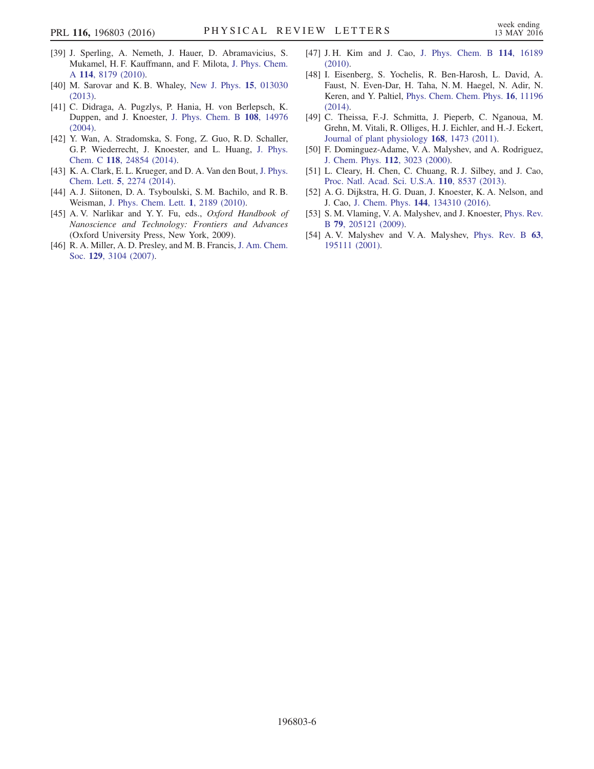[39] J. Sperling, A. Nemeth, J. Hauer, D. Abramavicius, S. Mukamel, H. F. Kauffmann, and F. Milota, J. Phys. Chem. A **114**, 8179 (2010).

[40] M. Sarovar and K. B. Whaley, New J. Phys. **15**, 013030 (2013).

[41] C. Didraga, A. Pugzlys, P. Hania, H. von Berlepsch, K. Duppen, and J. Knoester, J. Phys. Chem. B **108**, 14976 (2004).

[42] Y. Wan, A. Stradomska, S. Fong, Z. Guo, R. D. Schaller, G. P. Wiederrecht, J. Knoester, and L. Huang, J. Phys. Chem. C **118**, 24854 (2014).

[43] K. A. Clark, E. L. Krueger, and D. A. Van den Bout, J. Phys. Chem. Lett. **5**, 2274 (2014).

[44] A. J. Siitonen, D. A. Tsyboulski, S. M. Bachilo, and R. B. Weisman, J. Phys. Chem. Lett. **1**, 2189 (2010).

[45] A. V. Narlikar and Y. Y. Fu, eds., *Oxford Handbook of Nanoscience and Technology: Frontiers and Advances* (Oxford University Press, New York, 2009).

[46] R. A. Miller, A. D. Presley, and M. B. Francis, J. Am. Chem. Soc. **129**, 3104 (2007).

[47] J. H. Kim and J. Cao, J. Phys. Chem. B **114**, 16189 (2010).

[48] I. Eisenberg, S. Yochelis, R. Ben-Harosh, L. David, A. Faust, N. Even-Dar, H. Taha, N. M. Haegel, N. Adir, N. Keren, and Y. Paltiel, Phys. Chem. Chem. Phys. **16**, 11196 (2014).

[49] C. Theissa, F.-J. Schmitta, J. Pieperb, C. Nganoua, M. Grehn, M. Vitali, R. Olliges, H. J. Eichler, and H.-J. Eckert, Journal of plant physiology **168**, 1473 (2011).

[50] F. Dominguez-Adame, V. A. Malyshev, and A. Rodriguez, J. Chem. Phys. **112**, 3023 (2000).

[51] L. Cleary, H. Chen, C. Chuang, R. J. Silbey, and J. Cao, Proc. Natl. Acad. Sci. U.S.A. **110**, 8537 (2013).

[52] A. G. Dijkstra, H. G. Duan, J. Knoester, K. A. Nelson, and J. Cao, J. Chem. Phys. **144**, 134310 (2016).

[53] S. M. Vlaming, V. A. Malyshev, and J. Knoester, Phys. Rev. B **79**, 205121 (2009).

[54] A. V. Malyshev and V. A. Malyshev, Phys. Rev. B **63**, 195111 (2001).